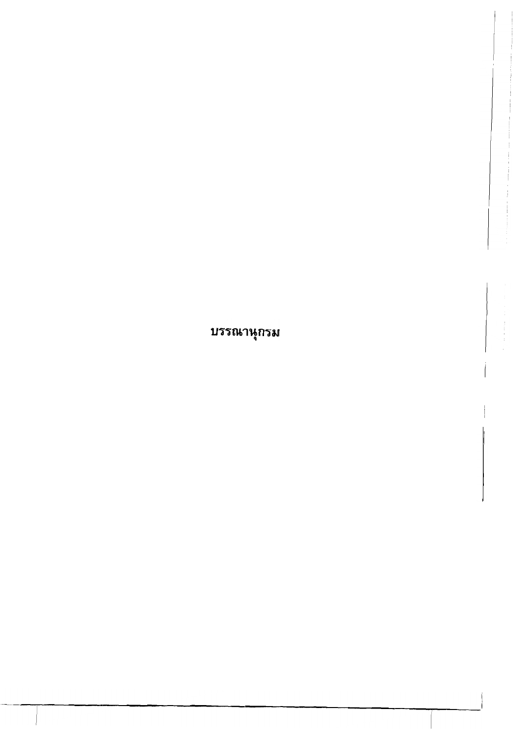# บรรณานุกรม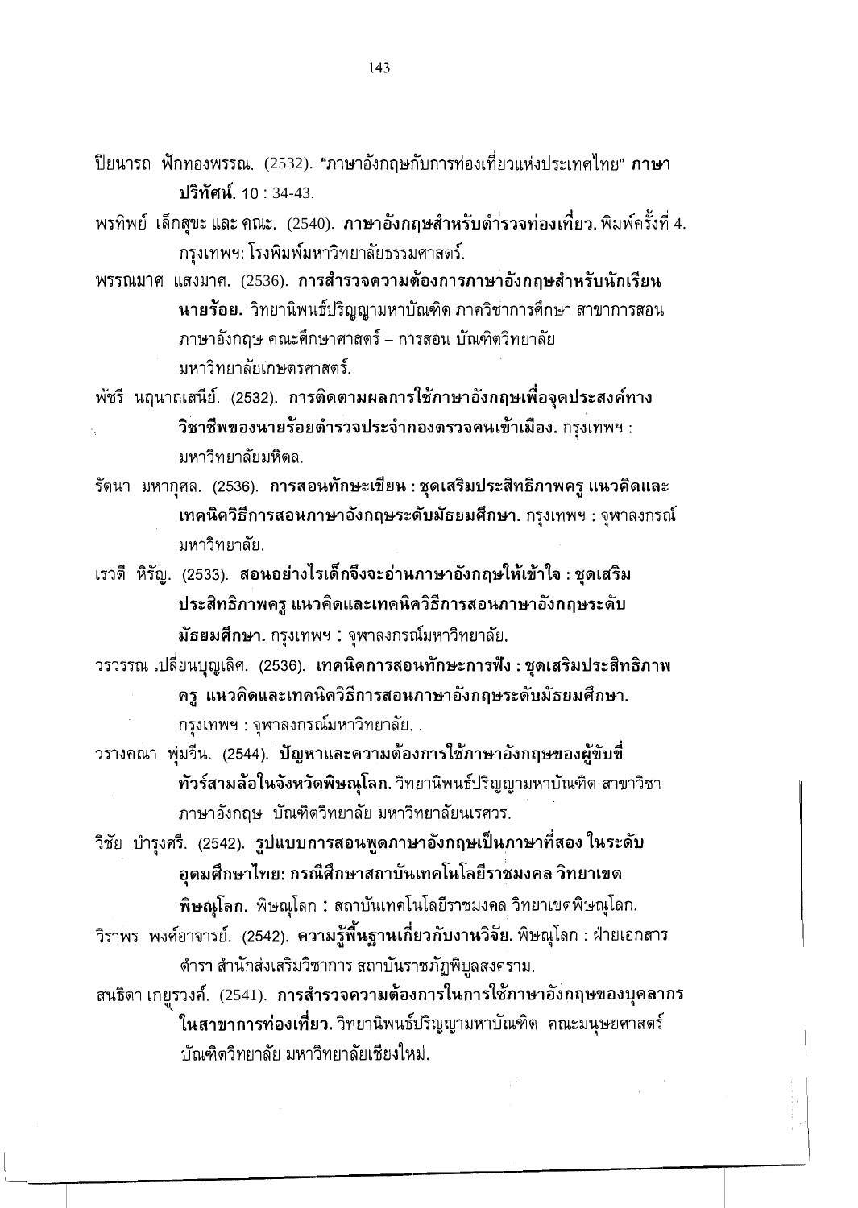ปิยนารถ ฟักทองพรรณ. (2532). "ภาษาอังกฤษกับการท่องเที่ยวแห่งประเทศไทย" **ภาษาปริทัศน์.** 10 : 34-43.

พรทิพย์ เล็กสุขะ และ คณะ. (2540). ***ภาษาอังกฤษสำหรับตำรวจท่องเที่ยว.*** พิมพ์ครั้งที่ 4. กรุงเทพฯ: โรงพิมพ์มหาวิทยาลัยธรรมศาสตร์.

พรรณมาศ แสงมาศ. (2536). **การสำรวจความต้องการภาษาอังกฤษสำหรับนักเรียนนายร้อย.** วิทยานิพนธ์ปริญญามหาบัณฑิต ภาควิชาการศึกษา สาขาการสอนภาษาอังกฤษ คณะศึกษาศาสตร์ – การสอน บัณฑิตวิทยาลัย มหาวิทยาลัยเกษตรศาสตร์.

พัชรี นฤนาถเสนีย์. (2532). **การติดตามผลการใช้ภาษาอังกฤษเพื่อจุดประสงค์ทางวิชาชีพของนายร้อยตำรวจประจำกองตรวจคนเข้าเมือง.** กรุงเทพฯ : มหาวิทยาลัยมหิดล.

รัตนา มหากุศล. (2536). **การสอนทักษะเขียน : ชุดเสริมประสิทธิภาพครู แนวคิดและเทคนิควิธีการสอนภาษาอังกฤษระดับมัธยมศึกษา.** กรุงเทพฯ : จุฬาลงกรณ์มหาวิทยาลัย.

เรวดี หิรัญ. (2533). **สอนอย่างไรเด็กจึงจะอ่านภาษาอังกฤษให้เข้าใจ : ชุดเสริมประสิทธิภาพครู แนวคิดและเทคนิควิธีการสอนภาษาอังกฤษระดับมัธยมศึกษา.** กรุงเทพฯ : จุฬาลงกรณ์มหาวิทยาลัย.

วรวรรณ เปลี่ยนบุญเลิศ. (2536). **เทคนิคการสอนทักษะการฟัง : ชุดเสริมประสิทธิภาพครู แนวคิดและเทคนิควิธีการสอนภาษาอังกฤษระดับมัธยมศึกษา.** กรุงเทพฯ : จุฬาลงกรณ์มหาวิทยาลัย. .

วรางคณา พุ่มจีน. (2544). **ปัญหาและความต้องการใช้ภาษาอังกฤษของผู้ขับขี่ทัวร์สามล้อในจังหวัดพิษณุโลก.** วิทยานิพนธ์ปริญญามหาบัณฑิต สาขาวิชาภาษาอังกฤษ บัณฑิตวิทยาลัย มหาวิทยาลัยนเรศวร.

วิชัย บำรุงศรี. (2542). **รูปแบบการสอนพูดภาษาอังกฤษเป็นภาษาที่สอง ในระดับอุดมศึกษาไทย: กรณีศึกษาสถาบันเทคโนโลยีราชมงคล วิทยาเขตพิษณุโลก.** พิษณุโลก : สถาบันเทคโนโลยีราชมงคล วิทยาเขตพิษณุโลก.

วิราพร พงศ์อาจารย์. (2542). **ความรู้พื้นฐานเกี่ยวกับงานวิจัย.** พิษณุโลก : ฝ่ายเอกสารตำรา สำนักส่งเสริมวิชาการ สถาบันราชภัฏพิบูลสงคราม.

สนธิดา เกยุรวงศ์. (2541). **การสำรวจความต้องการในการใช้ภาษาอังกฤษของบุคลากรในสาขาการท่องเที่ยว.** วิทยานิพนธ์ปริญญามหาบัณฑิต คณะมนุษยศาสตร์ บัณฑิตวิทยาลัย มหาวิทยาลัยเชียงใหม่.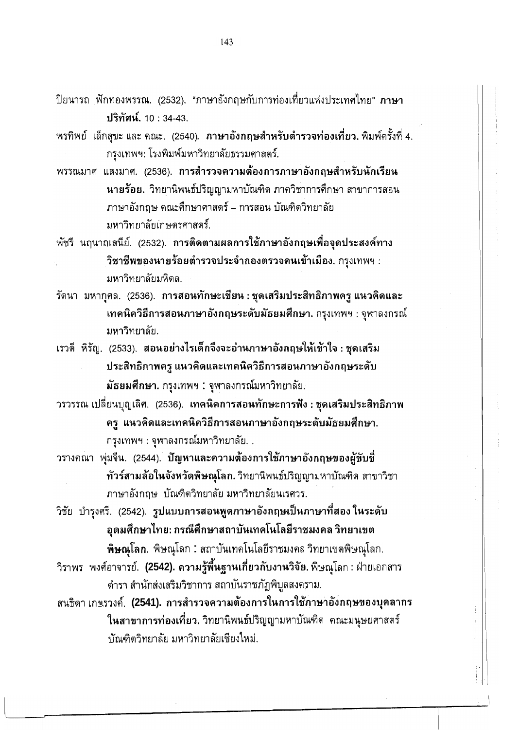ปิยนารถ ฟักทองพรรณ. (2532). "ภาษาอังกฤษกับการท่องเที่ยวแห่งประเทศไทย" **ภาษาปริทัศน์.** 10 : 34-43.

พรทิพย์ เล็กสุขะ และ คณะ. (2540). **ภาษาอังกฤษสำหรับตำรวจท่องเที่ยว.** พิมพ์ครั้งที่ 4. กรุงเทพฯ: โรงพิมพ์มหาวิทยาลัยธรรมศาสตร์.

พรรณมาศ แสงมาศ. (2536). **การสำรวจความต้องการภาษาอังกฤษสำหรับนักเรียนนายร้อย.** วิทยานิพนธ์ปริญญามหาบัณฑิต ภาควิชาการศึกษา สาขาการสอนภาษาอังกฤษ คณะศึกษาศาสตร์ – การสอน บัณฑิตวิทยาลัย มหาวิทยาลัยเกษตรศาสตร์.

พัชรี นฤนาถเสนีย์. (2532). **การติดตามผลการใช้ภาษาอังกฤษเพื่อจุดประสงค์ทางวิชาชีพของนายร้อยตำรวจประจำกองตรวจคนเข้าเมือง.** กรุงเทพฯ : มหาวิทยาลัยมหิดล.

รัตนา มหากุศล. (2536). **การสอนทักษะเขียน : ชุดเสริมประสิทธิภาพครู แนวคิดและเทคนิควิธีการสอนภาษาอังกฤษระดับมัธยมศึกษา.** กรุงเทพฯ : จุฬาลงกรณ์มหาวิทยาลัย.

เรวดี หิรัญ. (2533). **สอนอย่างไรเด็กจึงจะอ่านภาษาอังกฤษให้เข้าใจ : ชุดเสริมประสิทธิภาพครู แนวคิดและเทคนิควิธีการสอนภาษาอังกฤษระดับมัธยมศึกษา.** กรุงเทพฯ : จุฬาลงกรณ์มหาวิทยาลัย.

วรวรรณ เปลี่ยนบุญเลิศ. (2536). **เทคนิคการสอนทักษะการฟัง : ชุดเสริมประสิทธิภาพครู แนวคิดและเทคนิควิธีการสอนภาษาอังกฤษระดับมัธยมศึกษา.** กรุงเทพฯ : จุฬาลงกรณ์มหาวิทยาลัย. .

วรางคณา พุ่มจีน. (2544). **ปัญหาและความต้องการใช้ภาษาอังกฤษของผู้ขับขี่ทัวร์สามล้อในจังหวัดพิษณุโลก.** วิทยานิพนธ์ปริญญามหาบัณฑิต สาขาวิชาภาษาอังกฤษ บัณฑิตวิทยาลัย มหาวิทยาลัยนเรศวร.

วิชัย บำรุงศรี. (2542). **รูปแบบการสอนพูดภาษาอังกฤษเป็นภาษาที่สอง ในระดับอุดมศึกษาไทย: กรณีศึกษาสถาบันเทคโนโลยีราชมงคล วิทยาเขตพิษณุโลก.** พิษณุโลก : สถาบันเทคโนโลยีราชมงคล วิทยาเขตพิษณุโลก.

วิราพร พงศ์อาจารย์. **(2542). ความรู้พื้นฐานเกี่ยวกับงานวิจัย.** พิษณุโลก : ฝ่ายเอกสารตำรา สำนักส่งเสริมวิชาการ สถาบันราชภัฏพิบูลสงคราม.

สนธิดา เกษรวงศ์. **(2541). การสำรวจความต้องการในการใช้ภาษาอังกฤษของบุคลากรในสาขาการท่องเที่ยว.** วิทยานิพนธ์ปริญญามหาบัณฑิต คณะมนุษยศาสตร์ บัณฑิตวิทยาลัย มหาวิทยาลัยเชียงใหม่.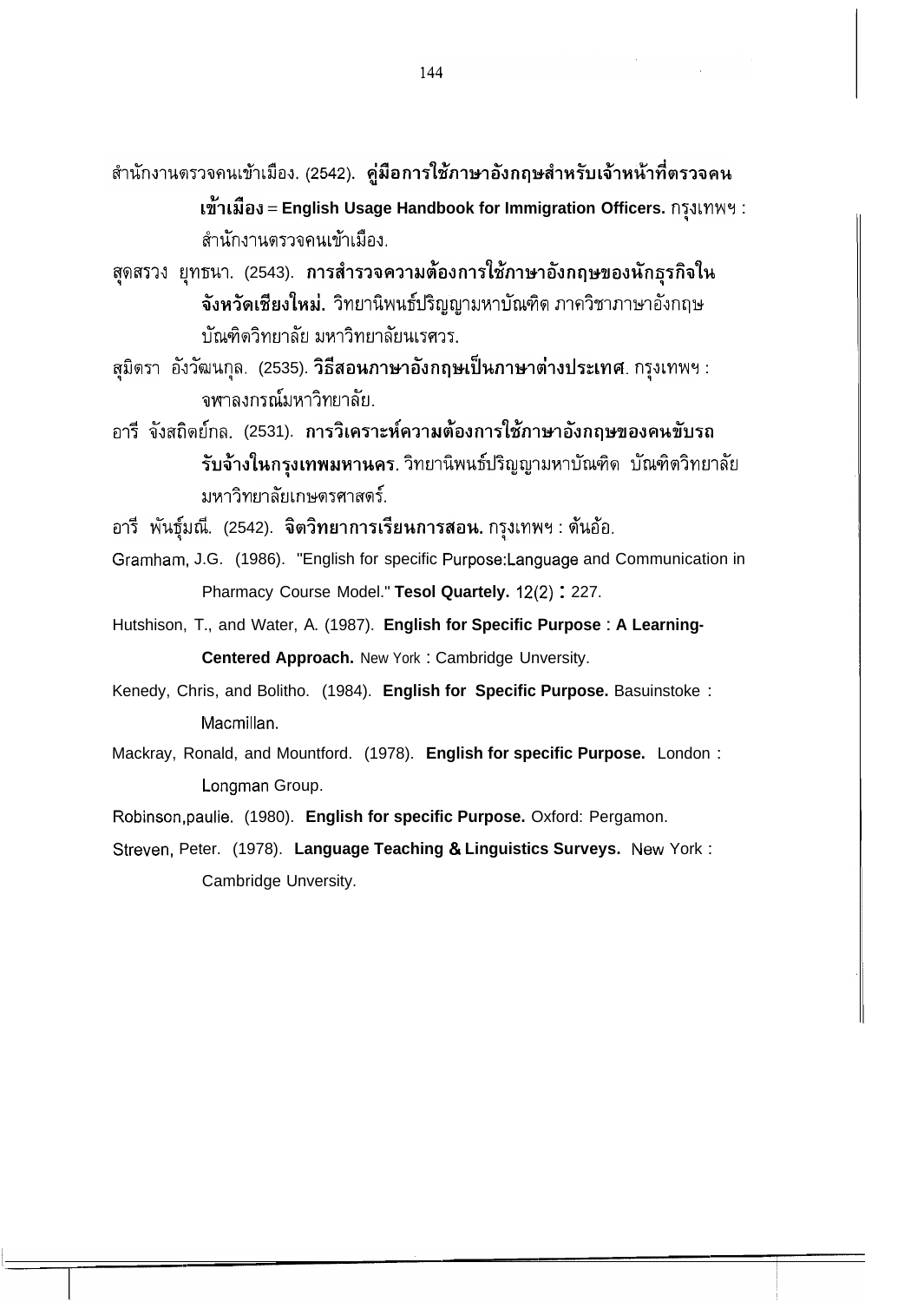สำนักงานตรวจคนเข้าเมือง. (2542). **คู่มือการใช้ภาษาอังกฤษสำหรับเจ้าหน้าที่ตรวจคนเข้าเมือง = English Usage Handbook for Immigration Officers.** กรุงเทพฯ : สำนักงานตรวจคนเข้าเมือง.

สุดสรวง ยุทธนา. (2543). **การสำรวจความต้องการใช้ภาษาอังกฤษของนักธุรกิจในจังหวัดเชียงใหม่.** วิทยานิพนธ์ปริญญามหาบัณฑิต ภาควิชาภาษาอังกฤษ บัณฑิตวิทยาลัย มหาวิทยาลัยนเรศวร.

สุมิตรา อังวัฒนกุล. (2535). **วิธีสอนภาษาอังกฤษเป็นภาษาต่างประเทศ**. กรุงเทพฯ : จุฬาลงกรณ์มหาวิทยาลัย.

อารี จังสถิตย์กล. (2531). **การวิเคราะห์ความต้องการใช้ภาษาอังกฤษของคนขับรถรับจ้างในกรุงเทพมหานคร**. วิทยานิพนธ์ปริญญามหาบัณฑิต บัณฑิตวิทยาลัย มหาวิทยาลัยเกษตรศาสตร์.

อารี พันธุ์มณี. (2542). **จิตวิทยาการเรียนการสอน.** กรุงเทพฯ : ต้นอ้อ.

Gramham, J.G. (1986). "English for specific Purpose:Language and Communication in Pharmacy Course Model." **Tesol Quartely.** 12(2) : 227.

Hutshison, T., and Water, A. (1987). **English for Specific Purpose : A Learning-Centered Approach.** New York : Cambridge Unversity.

Kenedy, Chris, and Bolitho. (1984). **English for Specific Purpose.** Basuinstoke : Macmillan.

Mackray, Ronald, and Mountford. (1978). **English for specific Purpose.** London : Longman Group.

Robinson,paulie. (1980). **English for specific Purpose.** Oxford: Pergamon.

Streven, Peter. (1978). **Language Teaching & Linguistics Surveys.** New York : Cambridge Unversity.